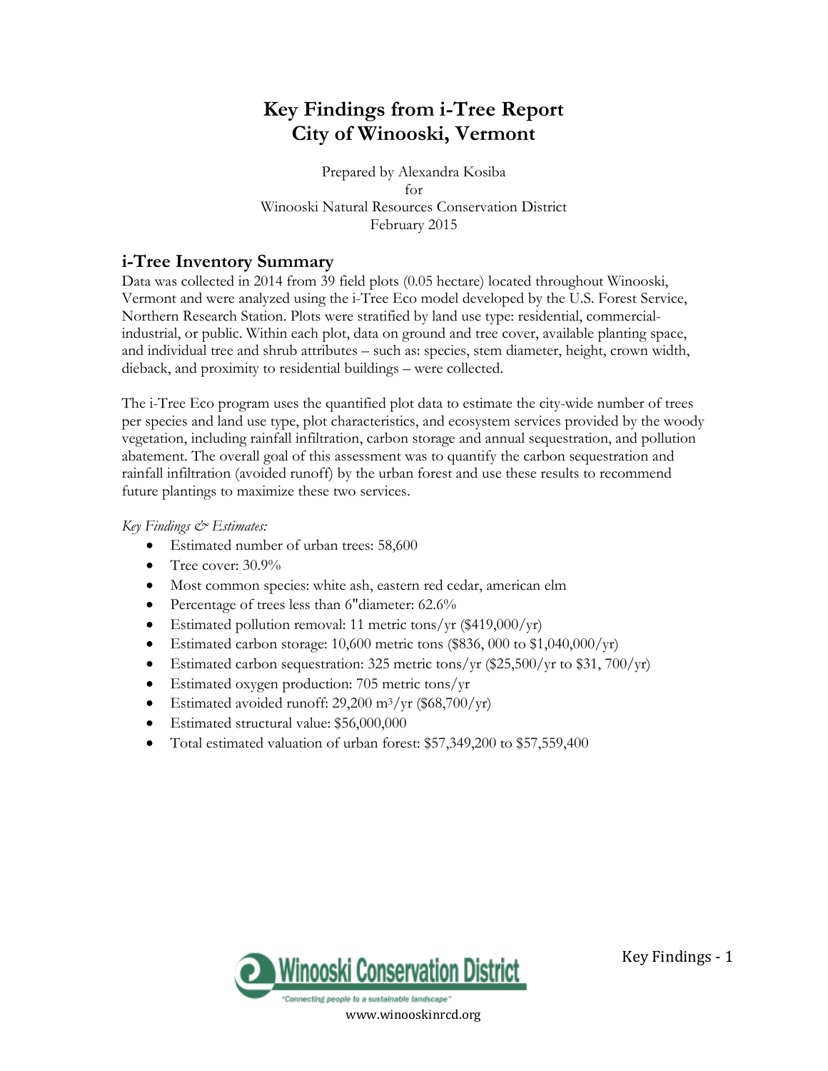# Key Findings from i-Tree Report
# City of Winooski, Vermont

Prepared by Alexandra Kosiba
for
Winooski Natural Resources Conservation District
February 2015

## i-Tree Inventory Summary

Data was collected in 2014 from 39 field plots (0.05 hectare) located throughout Winooski, Vermont and were analyzed using the i-Tree Eco model developed by the U.S. Forest Service, Northern Research Station. Plots were stratified by land use type: residential, commercial-industrial, or public. Within each plot, data on ground and tree cover, available planting space, and individual tree and shrub attributes – such as: species, stem diameter, height, crown width, dieback, and proximity to residential buildings – were collected.

The i-Tree Eco program uses the quantified plot data to estimate the city-wide number of trees per species and land use type, plot characteristics, and ecosystem services provided by the woody vegetation, including rainfall infiltration, carbon storage and annual sequestration, and pollution abatement. The overall goal of this assessment was to quantify the carbon sequestration and rainfall infiltration (avoided runoff) by the urban forest and use these results to recommend future plantings to maximize these two services.

*Key Findings & Estimates:*

- Estimated number of urban trees: 58,600
- Tree cover: 30.9%
- Most common species: white ash, eastern red cedar, american elm
- Percentage of trees less than 6"diameter: 62.6%
- Estimated pollution removal: 11 metric tons/yr ($419,000/yr)
- Estimated carbon storage: 10,600 metric tons ($836, 000 to $1,040,000/yr)
- Estimated carbon sequestration: 325 metric tons/yr ($25,500/yr to $31, 700/yr)
- Estimated oxygen production: 705 metric tons/yr
- Estimated avoided runoff: 29,200 $m^3$/yr ($68,700/yr)
- Estimated structural value: $56,000,000
- Total estimated valuation of urban forest: $57,349,200 to $57,559,400

Winooski Conservation District
"Connecting people to a sustainable landscape"
www.winooskinrcd.org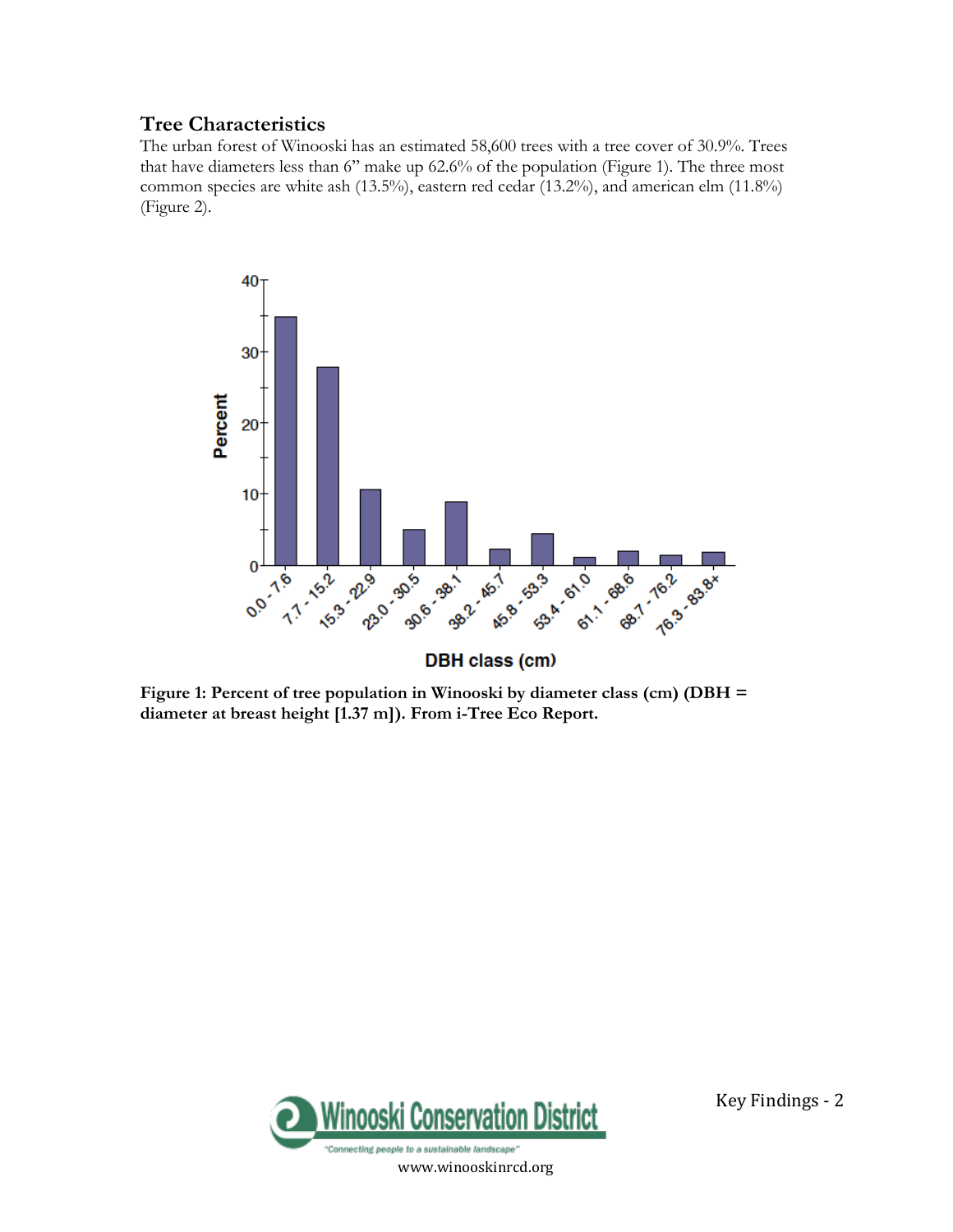## Tree Characteristics

The urban forest of Winooski has an estimated 58,600 trees with a tree cover of 30.9%. Trees that have diameters less than 6" make up 62.6% of the population (Figure 1). The three most common species are white ash (13.5%), eastern red cedar (13.2%), and american elm (11.8%) (Figure 2).

Percent

40

30

20

10

0

0.0 - 7.6
7.7 - 15.2
15.3 - 22.9
23.0 - 30.5
30.6 - 38.1
38.2 - 45.7
45.8 - 53.3
53.4 - 61.0
61.1 - 68.6
68.7 - 76.2
76.3 - 83.8+

DBH class (cm)

**Figure 1: Percent of tree population in Winooski by diameter class (cm) (DBH = diameter at breast height [1.37 m]). From i-Tree Eco Report.**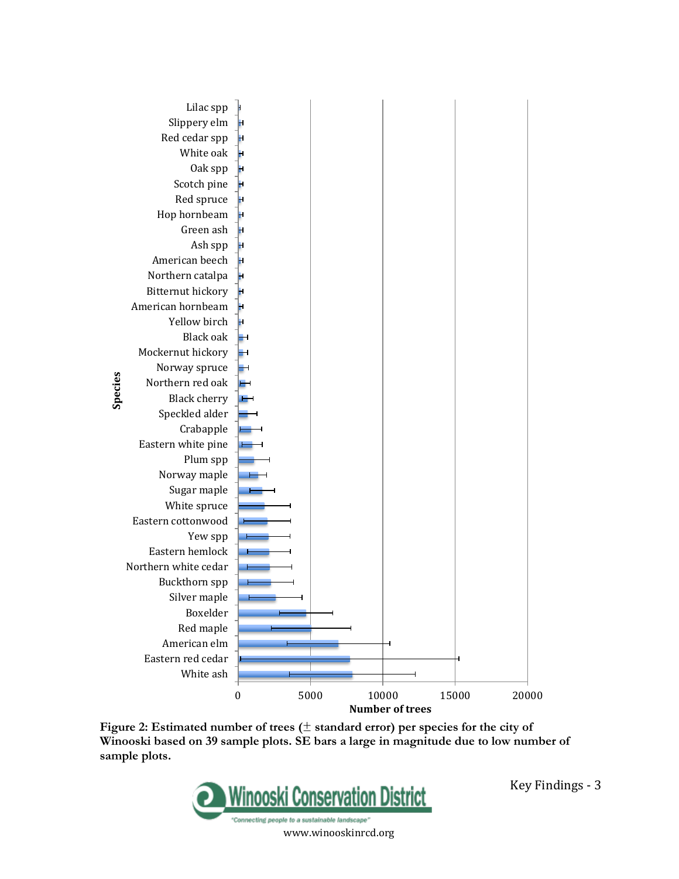Species

Lilac spp
Slippery elm
Red cedar spp
White oak
Oak spp
Scotch pine
Red spruce
Hop hornbeam
Green ash
Ash spp
American beech
Northern catalpa
Bitternut hickory
American hornbeam
Yellow birch
Black oak
Mockernut hickory
Norway spruce
Northern red oak
Black cherry
Speckled alder
Crabapple
Eastern white pine
Plum spp
Norway maple
Sugar maple
White spruce
Eastern cottonwood
Yew spp
Eastern hemlock
Northern white cedar
Buckthorn spp
Silver maple
Boxelder
Red maple
American elm
Eastern red cedar
White ash

0
5000
10000
15000
20000

Number of trees

**Figure 2: Estimated number of trees (± standard error) per species for the city of Winooski based on 39 sample plots. SE bars a large in magnitude due to low number of sample plots.**

Winooski Conservation District
"Connecting people to a sustainable landscape"
www.winooskinrcd.org

Key Findings - 3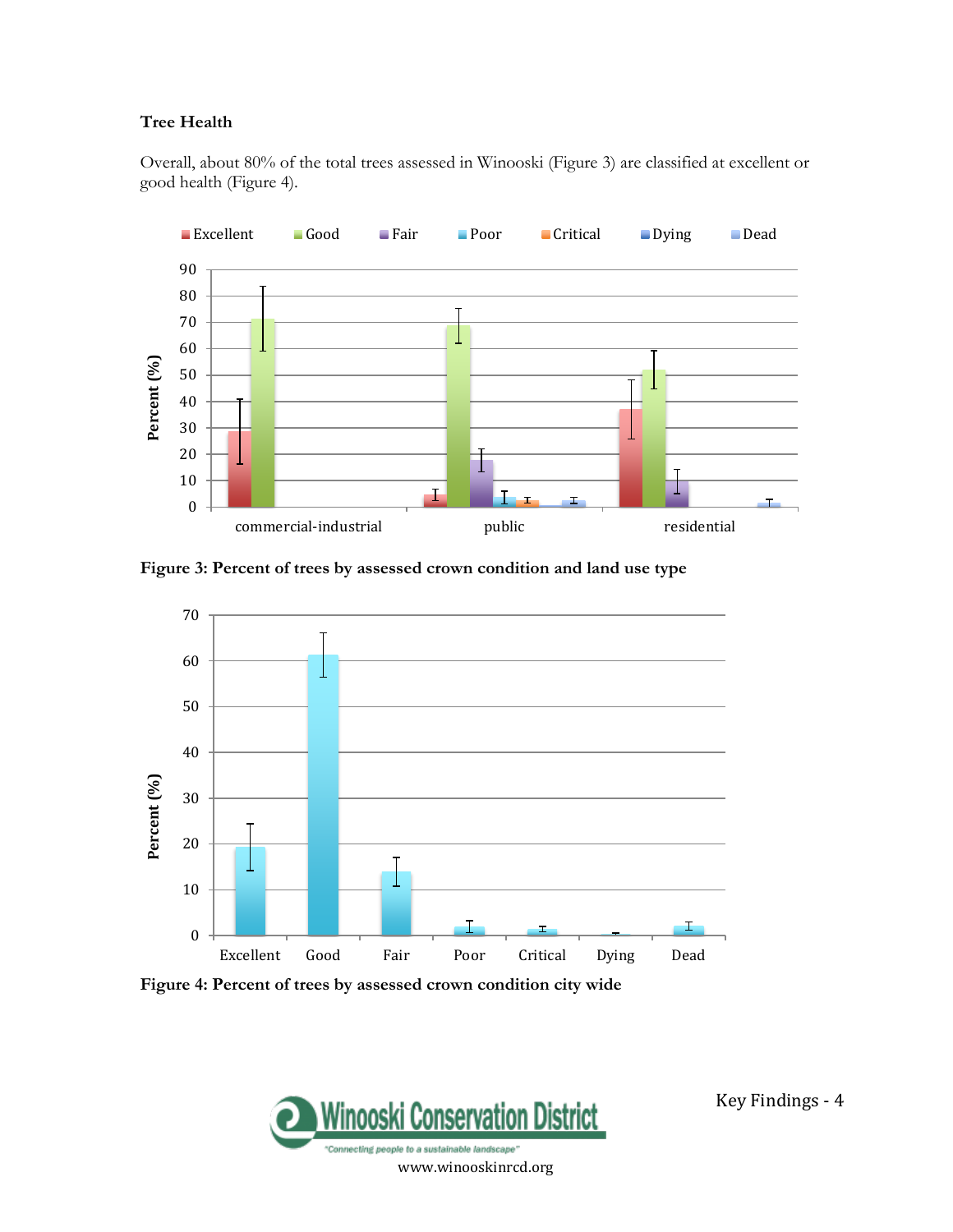### Tree Health

Overall, about 80% of the total trees assessed in Winooski (Figure 3) are classified at excellent or good health (Figure 4).

Excellent
Good
Fair
Poor
Critical
Dying
Dead

Percent (%)

0
10
20
30
40
50
60
70
80
90

commercial-industrial
public
residential

**Figure 3: Percent of trees by assessed crown condition and land use type**

Percent (%)

0
10
20
30
40
50
60
70

Excellent
Good
Fair
Poor
Critical
Dying
Dead

**Figure 4: Percent of trees by assessed crown condition city wide**

Winooski Conservation District

"Connecting people to a sustainable landscape"

www.winooskinrcd.org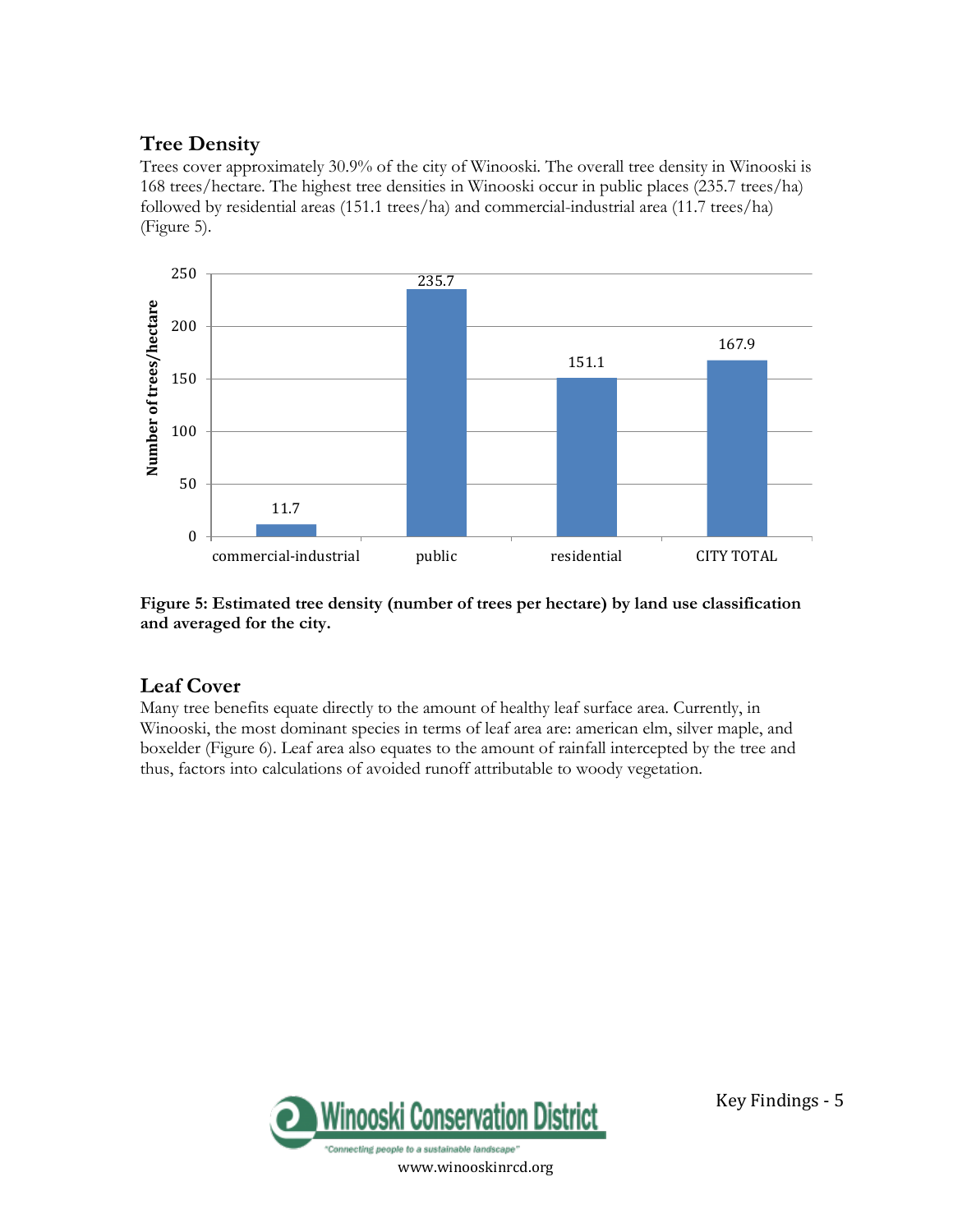## Tree Density

Trees cover approximately 30.9% of the city of Winooski. The overall tree density in Winooski is 168 trees/hectare. The highest tree densities in Winooski occur in public places (235.7 trees/ha) followed by residential areas (151.1 trees/ha) and commercial-industrial area (11.7 trees/ha) (Figure 5).

Number of trees/hectare

250
200
150
100
50
0

11.7
235.7
151.1
167.9

commercial-industrial
public
residential
CITY TOTAL

**Figure 5: Estimated tree density (number of trees per hectare) by land use classification and averaged for the city.**

## Leaf Cover

Many tree benefits equate directly to the amount of healthy leaf surface area. Currently, in Winooski, the most dominant species in terms of leaf area are: american elm, silver maple, and boxelder (Figure 6). Leaf area also equates to the amount of rainfall intercepted by the tree and thus, factors into calculations of avoided runoff attributable to woody vegetation.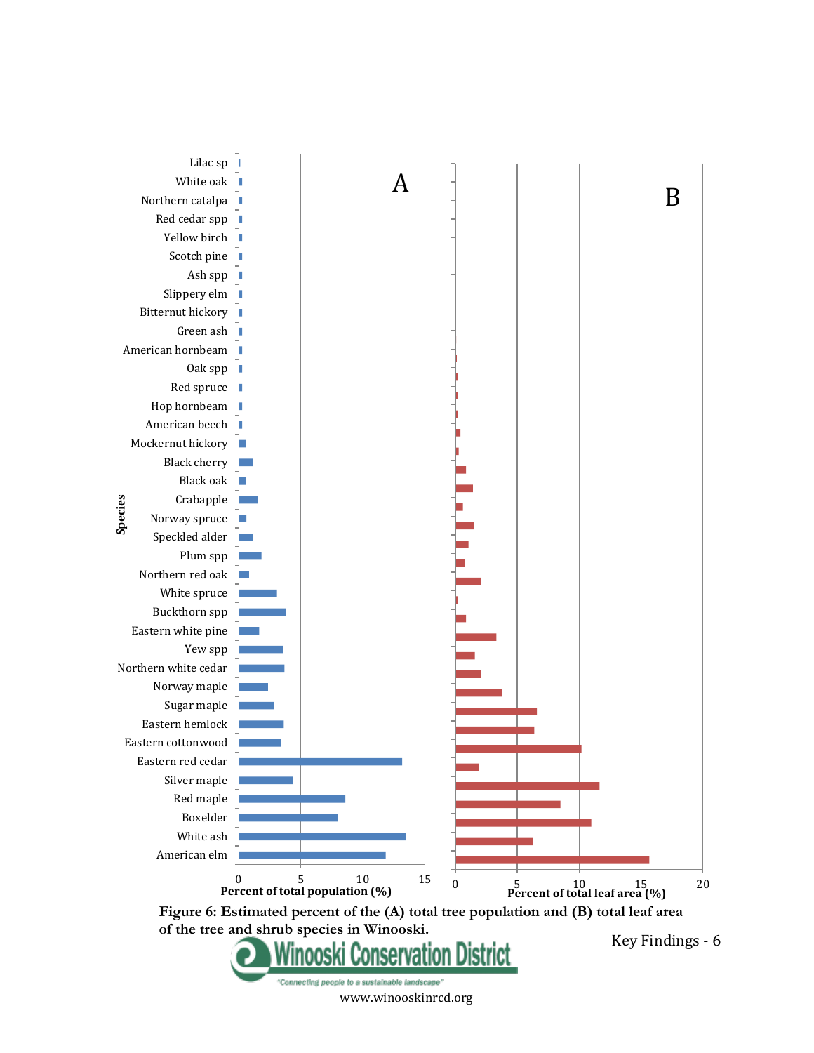Species

Lilac sp
White oak
Northern catalpa
Red cedar spp
Yellow birch
Scotch pine
Ash spp
Slippery elm
Bitternut hickory
Green ash
American hornbeam
Oak spp
Red spruce
Hop hornbeam
American beech
Mockernut hickory
Black cherry
Black oak
Crabapple
Norway spruce
Speckled alder
Plum spp
Northern red oak
White spruce
Buckthorn spp
Eastern white pine
Yew spp
Northern white cedar
Norway maple
Sugar maple
Eastern hemlock
Eastern cottonwood
Eastern red cedar
Silver maple
Red maple
Boxelder
White ash
American elm

A

0
5
10
15
Percent of total population (%)

B

0
5
10
15
20
Percent of total leaf area (%)

**Figure 6: Estimated percent of the (A) total tree population and (B) total leaf area of the tree and shrub species in Winooski.**

Winooski Conservation District

"Connecting people to a sustainable landscape"

www.winooskinrcd.org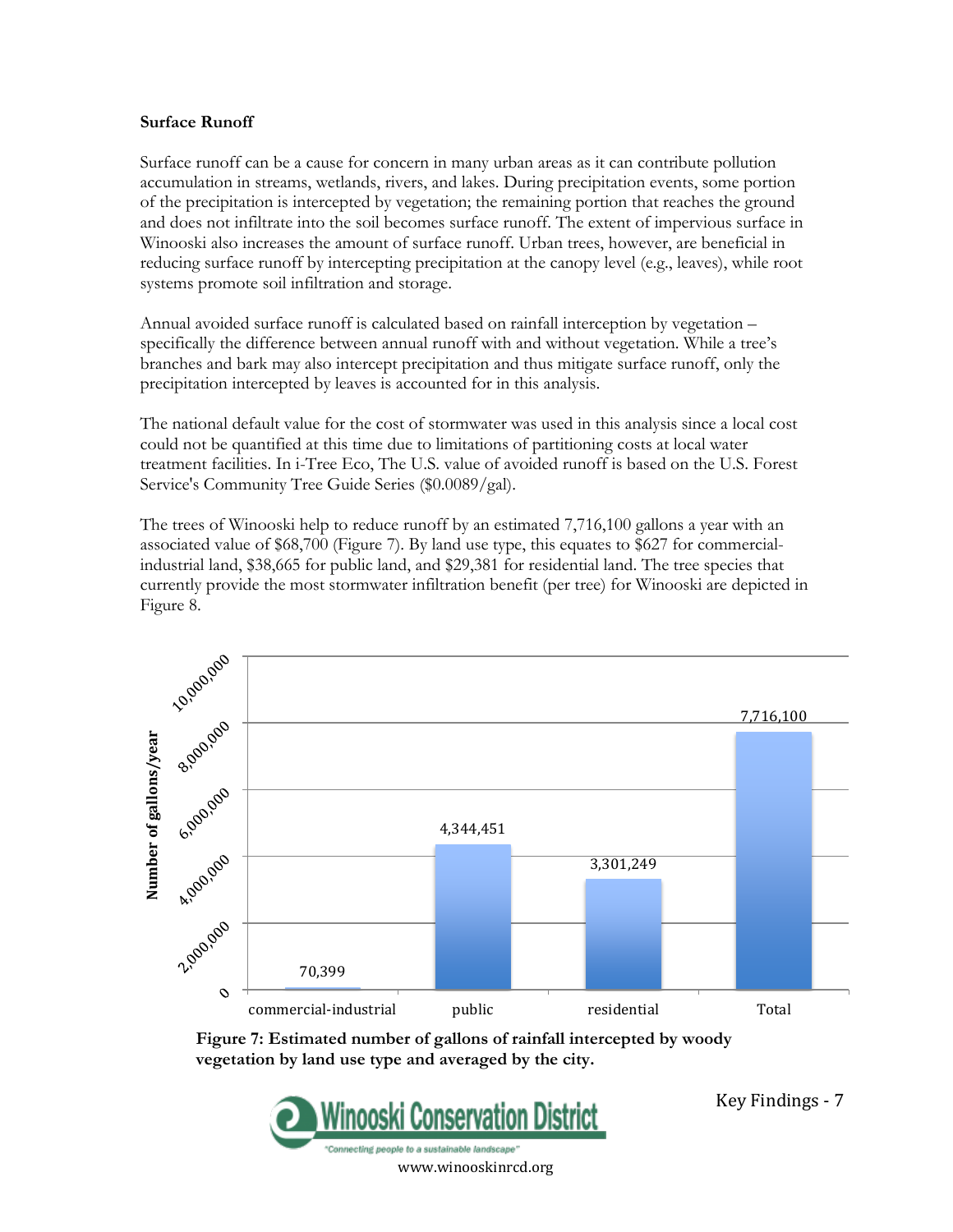**Surface Runoff**

Surface runoff can be a cause for concern in many urban areas as it can contribute pollution accumulation in streams, wetlands, rivers, and lakes. During precipitation events, some portion of the precipitation is intercepted by vegetation; the remaining portion that reaches the ground and does not infiltrate into the soil becomes surface runoff. The extent of impervious surface in Winooski also increases the amount of surface runoff. Urban trees, however, are beneficial in reducing surface runoff by intercepting precipitation at the canopy level (e.g., leaves), while root systems promote soil infiltration and storage.

Annual avoided surface runoff is calculated based on rainfall interception by vegetation – specifically the difference between annual runoff with and without vegetation. While a tree's branches and bark may also intercept precipitation and thus mitigate surface runoff, only the precipitation intercepted by leaves is accounted for in this analysis.

The national default value for the cost of stormwater was used in this analysis since a local cost could not be quantified at this time due to limitations of partitioning costs at local water treatment facilities. In i-Tree Eco, The U.S. value of avoided runoff is based on the U.S. Forest Service's Community Tree Guide Series ($0.0089/gal).

The trees of Winooski help to reduce runoff by an estimated 7,716,100 gallons a year with an associated value of $68,700 (Figure 7). By land use type, this equates to $627 for commercial-industrial land, $38,665 for public land, and $29,381 for residential land. The tree species that currently provide the most stormwater infiltration benefit (per tree) for Winooski are depicted in Figure 8.

Number of gallons/year

0
2,000,000
4,000,000
6,000,000
8,000,000
10,000,000

70,399
4,344,451
3,301,249
7,716,100

commercial-industrial
public
residential
Total

**Figure 7: Estimated number of gallons of rainfall intercepted by woody vegetation by land use type and averaged by the city.**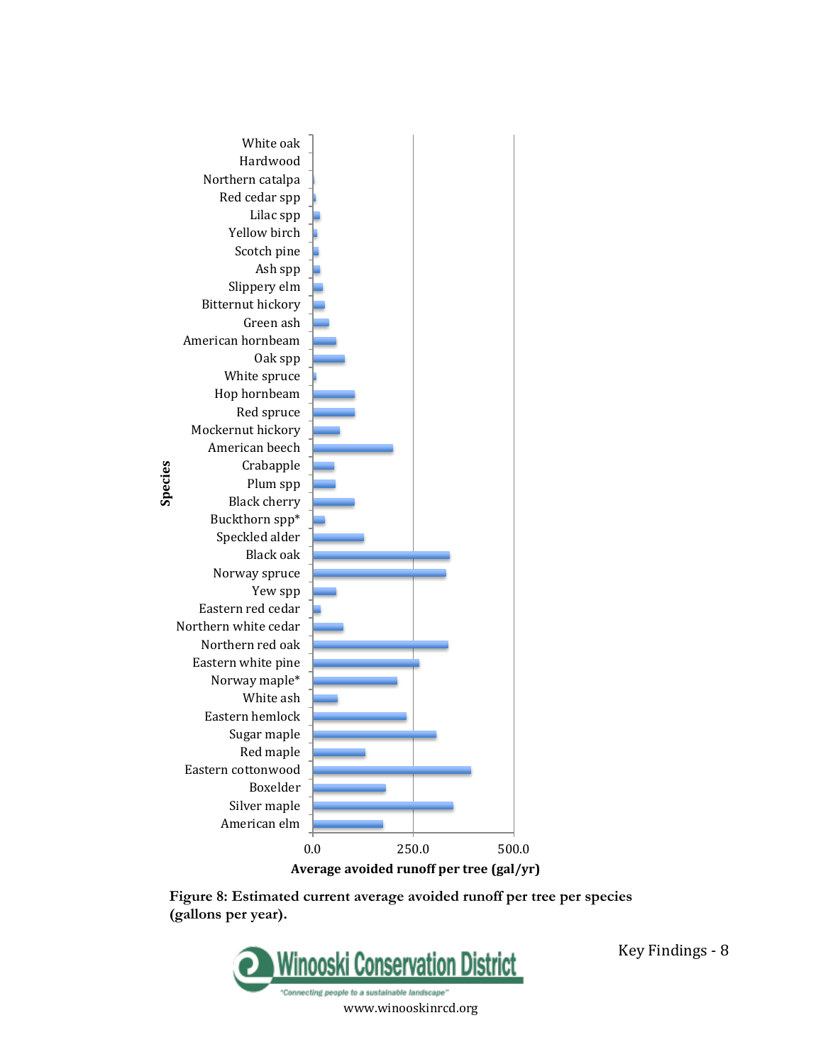Species

White oak
Hardwood
Northern catalpa
Red cedar spp
Lilac spp
Yellow birch
Scotch pine
Ash spp
Slippery elm
Bitternut hickory
Green ash
American hornbeam
Oak spp
White spruce
Hop hornbeam
Red spruce
Mockernut hickory
American beech
Crabapple
Plum spp
Black cherry
Buckthorn spp*
Speckled alder
Black oak
Norway spruce
Yew spp
Eastern red cedar
Northern white cedar
Northern red oak
Eastern white pine
Norway maple*
White ash
Eastern hemlock
Sugar maple
Red maple
Eastern cottonwood
Boxelder
Silver maple
American elm

0.0
250.0
500.0

Average avoided runoff per tree (gal/yr)

**Figure 8: Estimated current average avoided runoff per tree per species (gallons per year).**

Winooski Conservation District
"Connecting people to a sustainable landscape"
www.winooskinrcd.org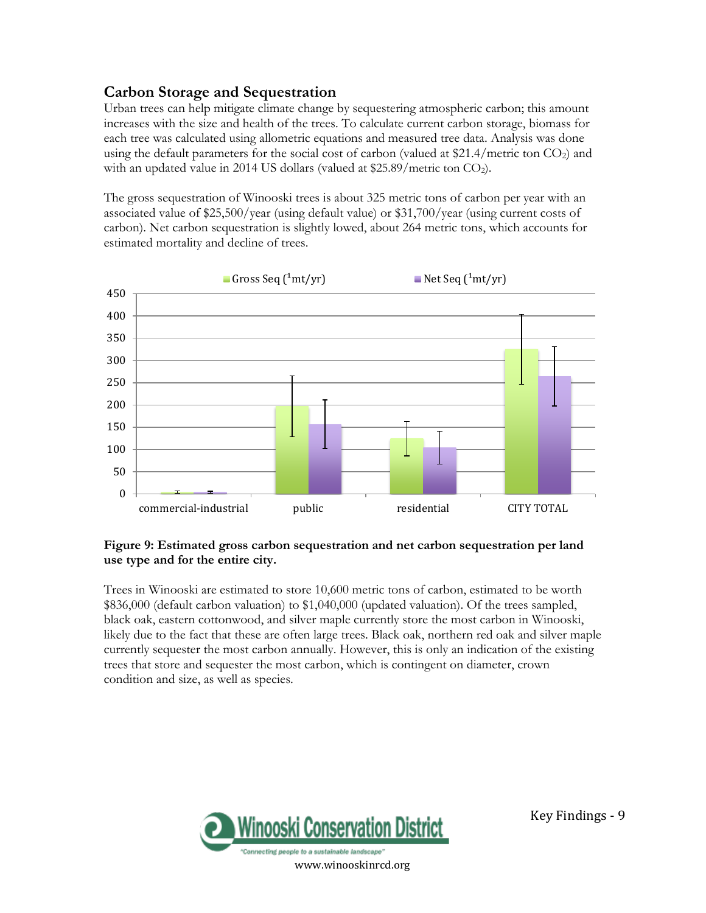## Carbon Storage and Sequestration

Urban trees can help mitigate climate change by sequestering atmospheric carbon; this amount increases with the size and health of the trees. To calculate current carbon storage, biomass for each tree was calculated using allometric equations and measured tree data. Analysis was done using the default parameters for the social cost of carbon (valued at \$21.4/metric ton $CO_2$) and with an updated value in 2014 US dollars (valued at \$25.89/metric ton $CO_2$).

The gross sequestration of Winooski trees is about 325 metric tons of carbon per year with an associated value of \$25,500/year (using default value) or \$31,700/year (using current costs of carbon). Net carbon sequestration is slightly lowed, about 264 metric tons, which accounts for estimated mortality and decline of trees.

Gross Seq ([1]mt/yr)
Net Seq ([1]mt/yr)

450
400
350
300
250
200
150
100
50
0

commercial-industrial
public
residential
CITY TOTAL

**Figure 9: Estimated gross carbon sequestration and net carbon sequestration per land use type and for the entire city.**

Trees in Winooski are estimated to store 10,600 metric tons of carbon, estimated to be worth \$836,000 (default carbon valuation) to \$1,040,000 (updated valuation). Of the trees sampled, black oak, eastern cottonwood, and silver maple currently store the most carbon in Winooski, likely due to the fact that these are often large trees. Black oak, northern red oak and silver maple currently sequester the most carbon annually. However, this is only an indication of the existing trees that store and sequester the most carbon, which is contingent on diameter, crown condition and size, as well as species.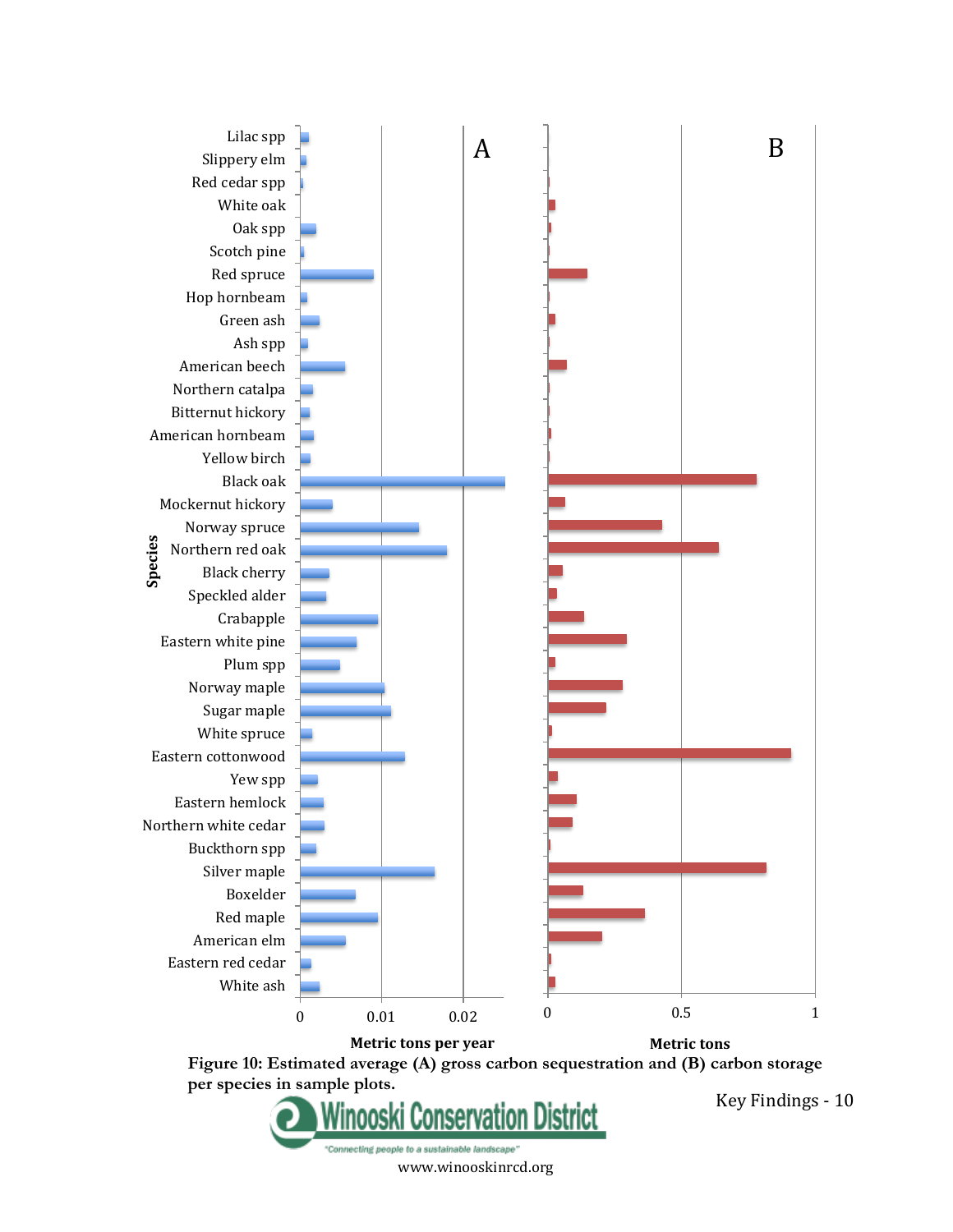Species

Lilac spp
Slippery elm
Red cedar spp
White oak
Oak spp
Scotch pine
Red spruce
Hop hornbeam
Green ash
Ash spp
American beech
Northern catalpa
Bitternut hickory
American hornbeam
Yellow birch
Black oak
Mockernut hickory
Norway spruce
Northern red oak
Black cherry
Speckled alder
Crabapple
Eastern white pine
Plum spp
Norway maple
Sugar maple
White spruce
Eastern cottonwood
Yew spp
Eastern hemlock
Northern white cedar
Buckthorn spp
Silver maple
Boxelder
Red maple
American elm
Eastern red cedar
White ash

A

0
0.01
0.02

Metric tons per year

B

0
0.5
1

Metric tons

**Figure 10: Estimated average (A) gross carbon sequestration and (B) carbon storage per species in sample plots.**

Winooski Conservation District

"Connecting people to a sustainable landscape"

www.winooskinrcd.org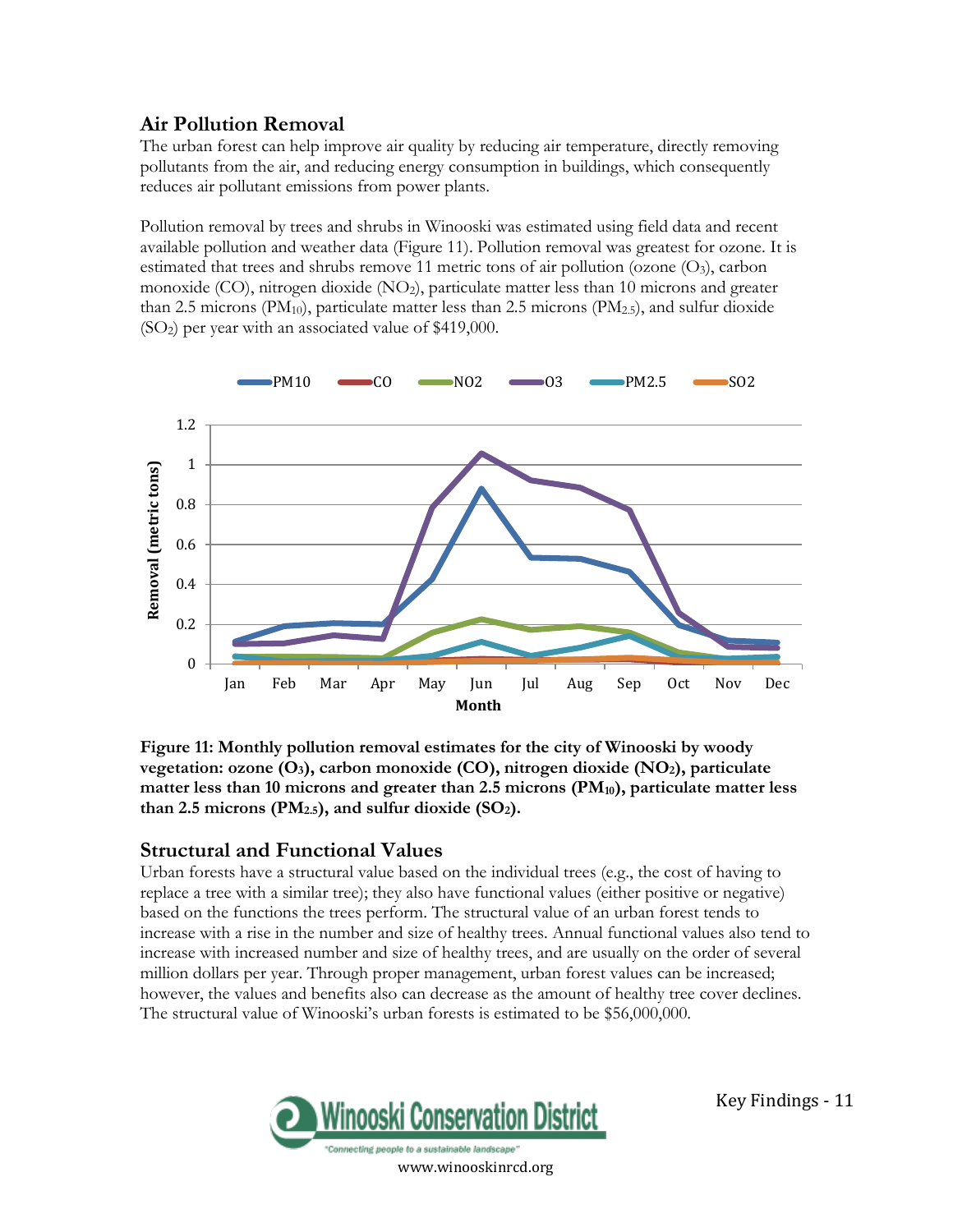## Air Pollution Removal

The urban forest can help improve air quality by reducing air temperature, directly removing pollutants from the air, and reducing energy consumption in buildings, which consequently reduces air pollutant emissions from power plants.

Pollution removal by trees and shrubs in Winooski was estimated using field data and recent available pollution and weather data (Figure 11). Pollution removal was greatest for ozone. It is estimated that trees and shrubs remove 11 metric tons of air pollution (ozone ($O_3$), carbon monoxide (CO), nitrogen dioxide ($NO_2$), particulate matter less than 10 microns and greater than 2.5 microns ($PM_{10}$), particulate matter less than 2.5 microns ($PM_{2.5}$), and sulfur dioxide ($SO_2$) per year with an associated value of $419,000.

PM10
CO
NO2
O3
PM2.5
SO2

1.2
1
0.8
0.6
0.4
0.2
0

Removal (metric tons)

Jan Feb Mar Apr May Jun Jul Aug Sep Oct Nov Dec

Month

**Figure 11: Monthly pollution removal estimates for the city of Winooski by woody vegetation: ozone ($O_3$), carbon monoxide (CO), nitrogen dioxide ($NO_2$), particulate matter less than 10 microns and greater than 2.5 microns ($PM_{10}$), particulate matter less than 2.5 microns ($PM_{2.5}$), and sulfur dioxide ($SO_2$).**

## Structural and Functional Values

Urban forests have a structural value based on the individual trees (e.g., the cost of having to replace a tree with a similar tree); they also have functional values (either positive or negative) based on the functions the trees perform. The structural value of an urban forest tends to increase with a rise in the number and size of healthy trees. Annual functional values also tend to increase with increased number and size of healthy trees, and are usually on the order of several million dollars per year. Through proper management, urban forest values can be increased; however, the values and benefits also can decrease as the amount of healthy tree cover declines. The structural value of Winooski's urban forests is estimated to be $56,000,000.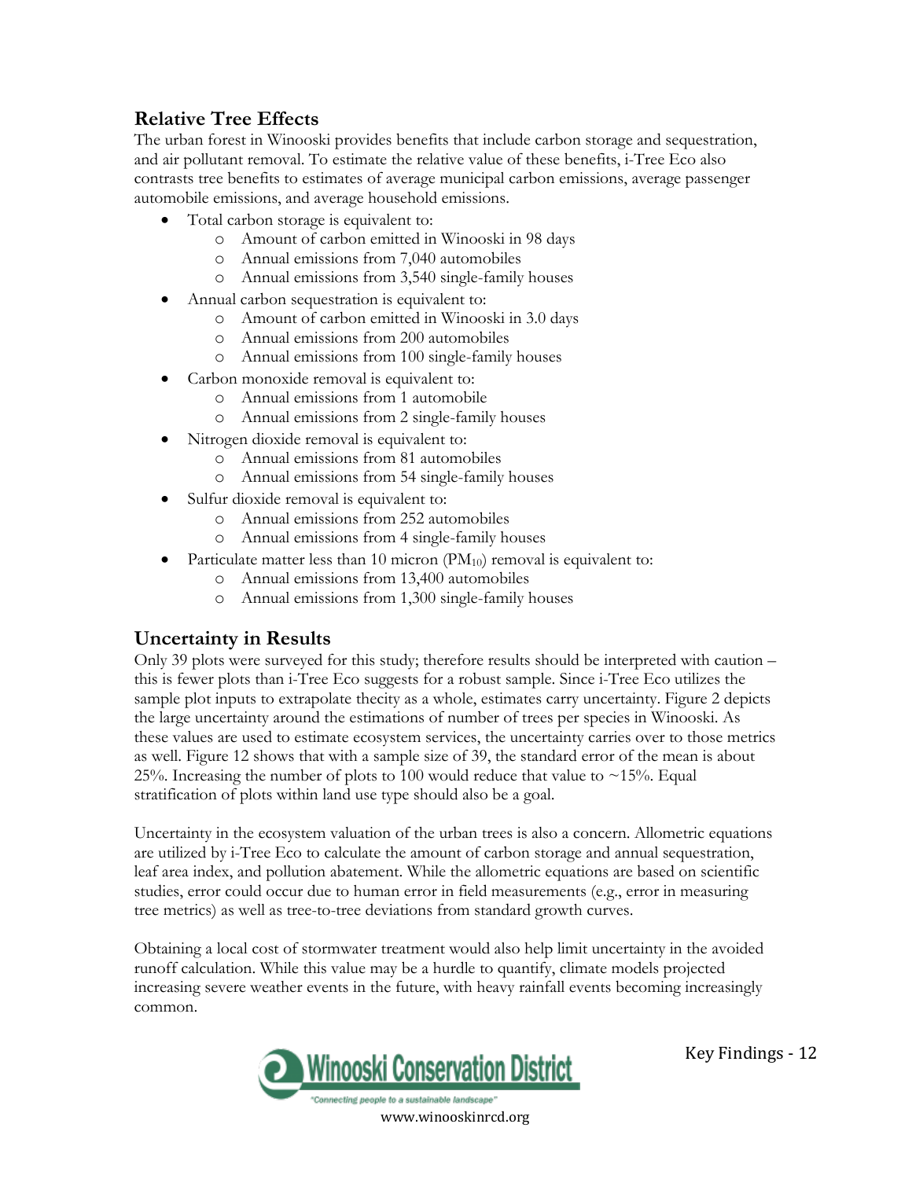## Relative Tree Effects

The urban forest in Winooski provides benefits that include carbon storage and sequestration, and air pollutant removal. To estimate the relative value of these benefits, i-Tree Eco also contrasts tree benefits to estimates of average municipal carbon emissions, average passenger automobile emissions, and average household emissions.

- Total carbon storage is equivalent to:
    - Amount of carbon emitted in Winooski in 98 days
    - Annual emissions from 7,040 automobiles
    - Annual emissions from 3,540 single-family houses
- Annual carbon sequestration is equivalent to:
    - Amount of carbon emitted in Winooski in 3.0 days
    - Annual emissions from 200 automobiles
    - Annual emissions from 100 single-family houses
- Carbon monoxide removal is equivalent to:
    - Annual emissions from 1 automobile
    - Annual emissions from 2 single-family houses
- Nitrogen dioxide removal is equivalent to:
    - Annual emissions from 81 automobiles
    - Annual emissions from 54 single-family houses
- Sulfur dioxide removal is equivalent to:
    - Annual emissions from 252 automobiles
    - Annual emissions from 4 single-family houses
- Particulate matter less than 10 micron ($PM_{10}$) removal is equivalent to:
    - Annual emissions from 13,400 automobiles
    - Annual emissions from 1,300 single-family houses

## Uncertainty in Results

Only 39 plots were surveyed for this study; therefore results should be interpreted with caution – this is fewer plots than i-Tree Eco suggests for a robust sample. Since i-Tree Eco utilizes the sample plot inputs to extrapolate thecity as a whole, estimates carry uncertainty. Figure 2 depicts the large uncertainty around the estimations of number of trees per species in Winooski. As these values are used to estimate ecosystem services, the uncertainty carries over to those metrics as well. Figure 12 shows that with a sample size of 39, the standard error of the mean is about 25%. Increasing the number of plots to 100 would reduce that value to ~15%. Equal stratification of plots within land use type should also be a goal.

Uncertainty in the ecosystem valuation of the urban trees is also a concern. Allometric equations are utilized by i-Tree Eco to calculate the amount of carbon storage and annual sequestration, leaf area index, and pollution abatement. While the allometric equations are based on scientific studies, error could occur due to human error in field measurements (e.g., error in measuring tree metrics) as well as tree-to-tree deviations from standard growth curves.

Obtaining a local cost of stormwater treatment would also help limit uncertainty in the avoided runoff calculation. While this value may be a hurdle to quantify, climate models projected increasing severe weather events in the future, with heavy rainfall events becoming increasingly common.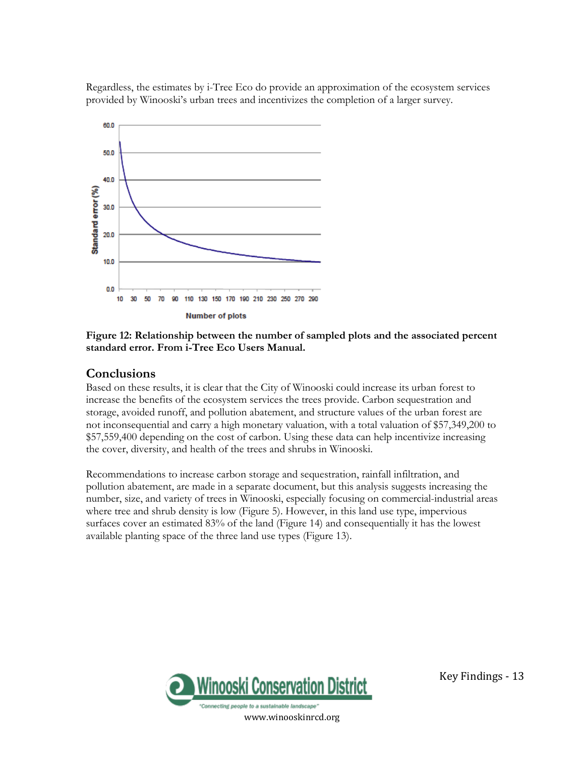Regardless, the estimates by i-Tree Eco do provide an approximation of the ecosystem services provided by Winooski's urban trees and incentivizes the completion of a larger survey.

60.0
50.0
40.0
30.0
20.0
10.0
0.0

Standard error (%)

10 30 50 70 90 110 130 150 170 190 210 230 250 270 290

Number of plots

**Figure 12: Relationship between the number of sampled plots and the associated percent standard error. From i-Tree Eco Users Manual.**

## Conclusions

Based on these results, it is clear that the City of Winooski could increase its urban forest to increase the benefits of the ecosystem services the trees provide. Carbon sequestration and storage, avoided runoff, and pollution abatement, and structure values of the urban forest are not inconsequential and carry a high monetary valuation, with a total valuation of $57,349,200 to $57,559,400 depending on the cost of carbon. Using these data can help incentivize increasing the cover, diversity, and health of the trees and shrubs in Winooski.

Recommendations to increase carbon storage and sequestration, rainfall infiltration, and pollution abatement, are made in a separate document, but this analysis suggests increasing the number, size, and variety of trees in Winooski, especially focusing on commercial-industrial areas where tree and shrub density is low (Figure 5). However, in this land use type, impervious surfaces cover an estimated 83% of the land (Figure 14) and consequentially it has the lowest available planting space of the three land use types (Figure 13).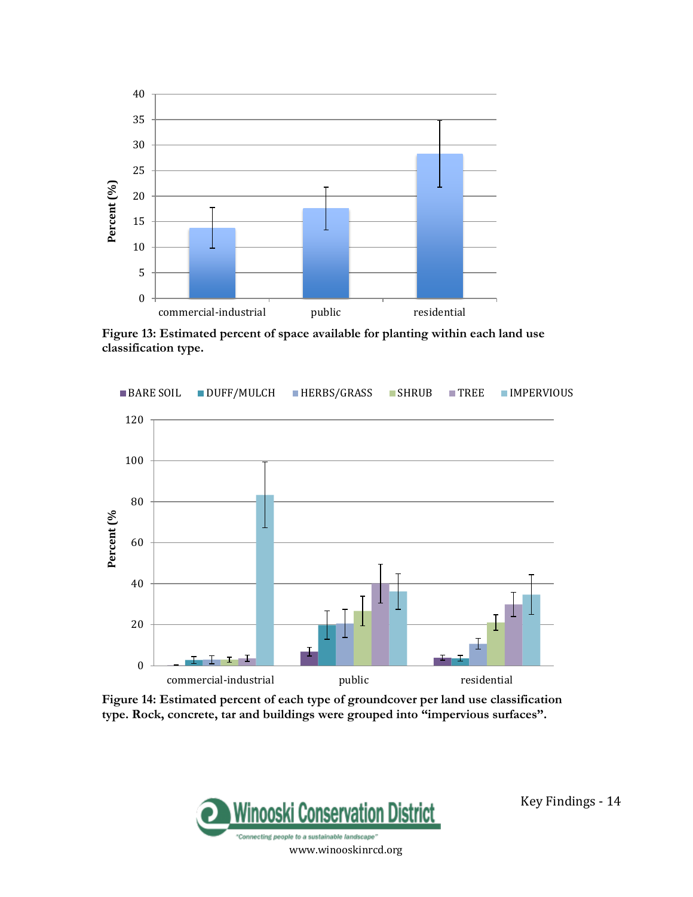40
35
30
25
20
15
10
5
0

Percent (%)

commercial-industrial
public
residential

**Figure 13: Estimated percent of space available for planting within each land use classification type.**

BARE SOIL
DUFF/MULCH
HERBS/GRASS
SHRUB
TREE
IMPERVIOUS

120
100
80
60
40
20
0

Percent (%

commercial-industrial
public
residential

**Figure 14: Estimated percent of each type of groundcover per land use classification type. Rock, concrete, tar and buildings were grouped into "impervious surfaces".**

Winooski Conservation District

"Connecting people to a sustainable landscape"

www.winooskinrcd.org

Key Findings